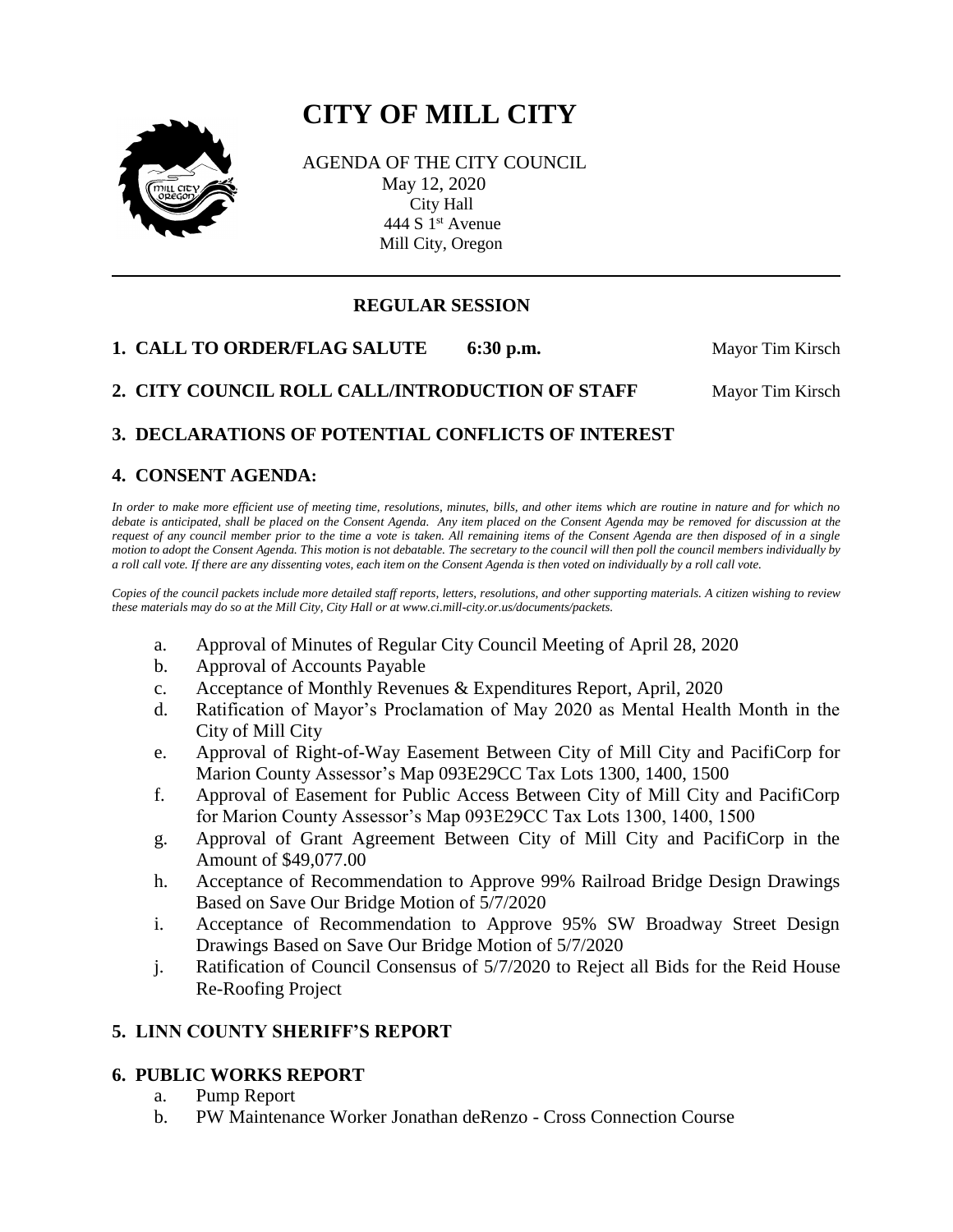# CITY OF MILL CITY

AGENDA OF THE CITY COUNCIL
May 12, 2020
City Hall
444 S 1st Avenue
Mill City, Oregon

---

## REGULAR SESSION

**1. CALL TO ORDER/FLAG SALUTE 6:30 p.m.** Mayor Tim Kirsch

**2. CITY COUNCIL ROLL CALL/INTRODUCTION OF STAFF** Mayor Tim Kirsch

**3. DECLARATIONS OF POTENTIAL CONFLICTS OF INTEREST**

**4. CONSENT AGENDA:**

*In order to make more efficient use of meeting time, resolutions, minutes, bills, and other items which are routine in nature and for which no debate is anticipated, shall be placed on the Consent Agenda. Any item placed on the Consent Agenda may be removed for discussion at the request of any council member prior to the time a vote is taken. All remaining items of the Consent Agenda are then disposed of in a single motion to adopt the Consent Agenda. This motion is not debatable. The secretary to the council will then poll the council members individually by a roll call vote. If there are any dissenting votes, each item on the Consent Agenda is then voted on individually by a roll call vote.*

*Copies of the council packets include more detailed staff reports, letters, resolutions, and other supporting materials. A citizen wishing to review these materials may do so at the Mill City, City Hall or at www.ci.mill-city.or.us/documents/packets.*

a. Approval of Minutes of Regular City Council Meeting of April 28, 2020
b. Approval of Accounts Payable
c. Acceptance of Monthly Revenues & Expenditures Report, April, 2020
d. Ratification of Mayor's Proclamation of May 2020 as Mental Health Month in the City of Mill City
e. Approval of Right-of-Way Easement Between City of Mill City and PacifiCorp for Marion County Assessor's Map 093E29CC Tax Lots 1300, 1400, 1500
f. Approval of Easement for Public Access Between City of Mill City and PacifiCorp for Marion County Assessor's Map 093E29CC Tax Lots 1300, 1400, 1500
g. Approval of Grant Agreement Between City of Mill City and PacifiCorp in the Amount of $49,077.00
h. Acceptance of Recommendation to Approve 99% Railroad Bridge Design Drawings Based on Save Our Bridge Motion of 5/7/2020
i. Acceptance of Recommendation to Approve 95% SW Broadway Street Design Drawings Based on Save Our Bridge Motion of 5/7/2020
j. Ratification of Council Consensus of 5/7/2020 to Reject all Bids for the Reid House Re-Roofing Project

**5. LINN COUNTY SHERIFF'S REPORT**

**6. PUBLIC WORKS REPORT**

a. Pump Report
b. PW Maintenance Worker Jonathan deRenzo - Cross Connection Course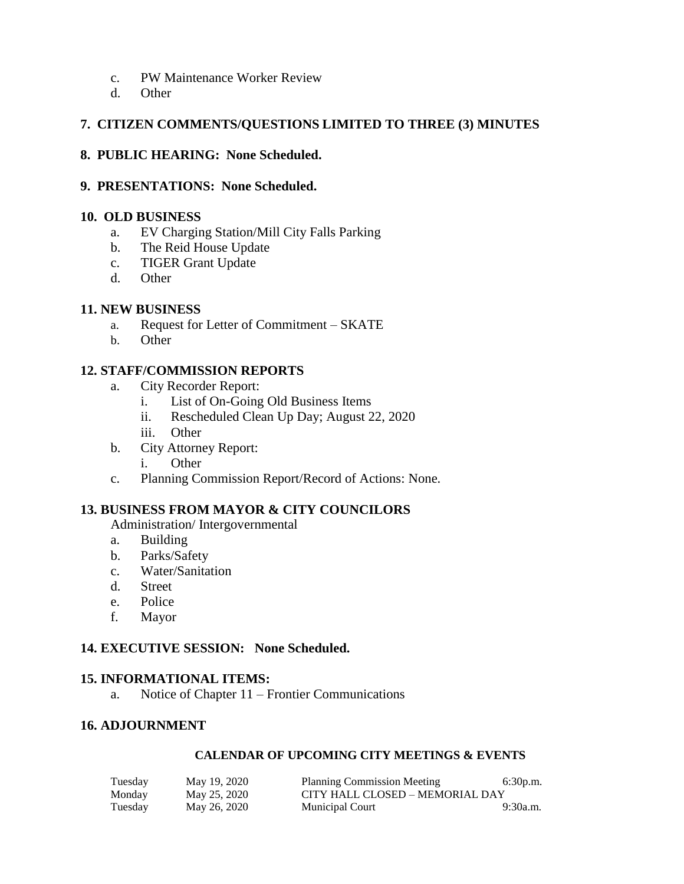c. PW Maintenance Worker Review
d. Other

## 7. CITIZEN COMMENTS/QUESTIONS LIMITED TO THREE (3) MINUTES

## 8. PUBLIC HEARING: None Scheduled.

## 9. PRESENTATIONS: None Scheduled.

## 10. OLD BUSINESS

a. EV Charging Station/Mill City Falls Parking
b. The Reid House Update
c. TIGER Grant Update
d. Other

## 11. NEW BUSINESS

a. Request for Letter of Commitment – SKATE
b. Other

## 12. STAFF/COMMISSION REPORTS

a. City Recorder Report:
   i. List of On-Going Old Business Items
   ii. Rescheduled Clean Up Day; August 22, 2020
   iii. Other
b. City Attorney Report:
   i. Other
c. Planning Commission Report/Record of Actions: None.

## 13. BUSINESS FROM MAYOR & CITY COUNCILORS

Administration/ Intergovernmental

a. Building
b. Parks/Safety
c. Water/Sanitation
d. Street
e. Police
f. Mayor

## 14. EXECUTIVE SESSION: None Scheduled.

## 15. INFORMATIONAL ITEMS:

a. Notice of Chapter 11 – Frontier Communications

## 16. ADJOURNMENT

### CALENDAR OF UPCOMING CITY MEETINGS & EVENTS

| | | | |
|---|---|---|---|
| Tuesday | May 19, 2020 | Planning Commission Meeting | 6:30p.m. |
| Monday | May 25, 2020 | CITY HALL CLOSED – MEMORIAL DAY | |
| Tuesday | May 26, 2020 | Municipal Court | 9:30a.m. |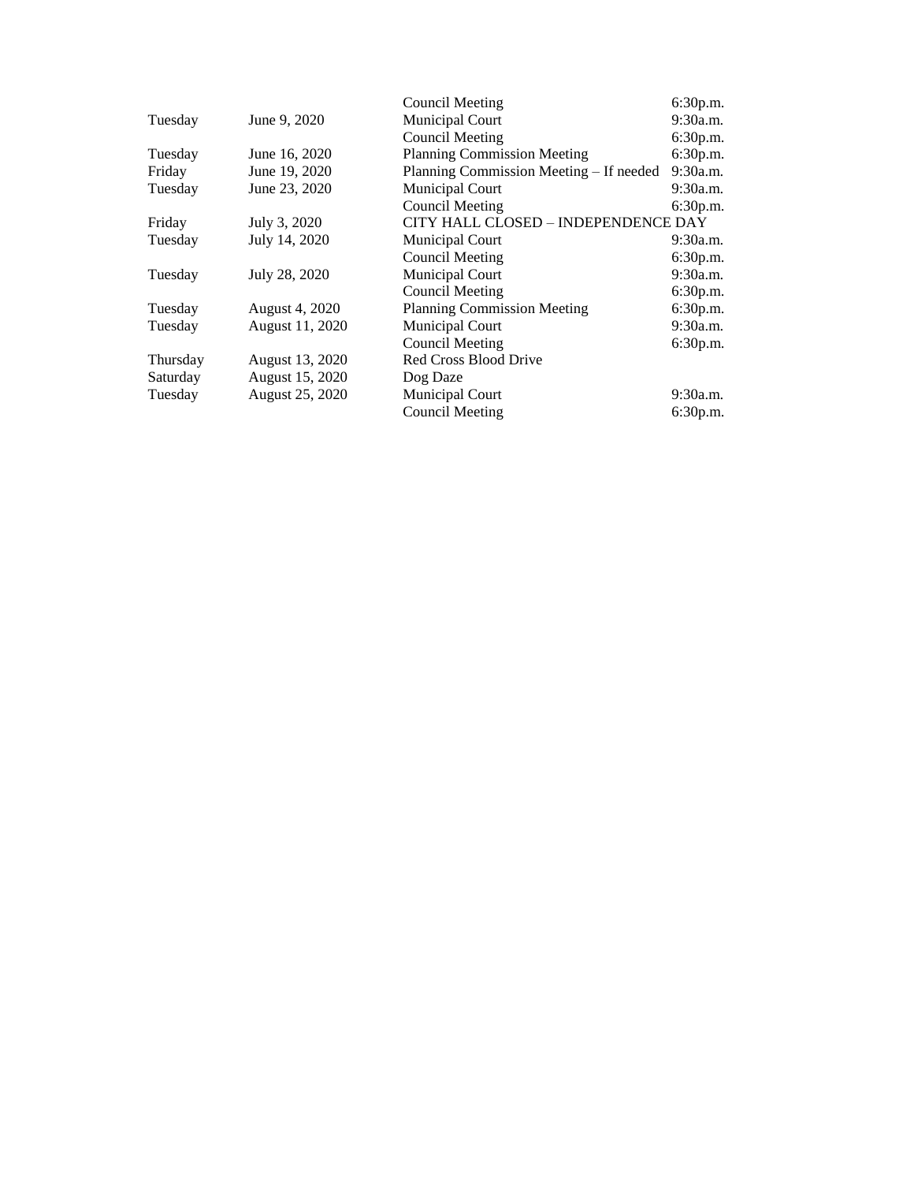| | | | |
|---|---|---|---|
| | | Council Meeting | 6:30p.m. |
| Tuesday | June 9, 2020 | Municipal Court | 9:30a.m. |
| | | Council Meeting | 6:30p.m. |
| Tuesday | June 16, 2020 | Planning Commission Meeting | 6:30p.m. |
| Friday | June 19, 2020 | Planning Commission Meeting – If needed | 9:30a.m. |
| Tuesday | June 23, 2020 | Municipal Court | 9:30a.m. |
| | | Council Meeting | 6:30p.m. |
| Friday | July 3, 2020 | CITY HALL CLOSED – INDEPENDENCE DAY | |
| Tuesday | July 14, 2020 | Municipal Court | 9:30a.m. |
| | | Council Meeting | 6:30p.m. |
| Tuesday | July 28, 2020 | Municipal Court | 9:30a.m. |
| | | Council Meeting | 6:30p.m. |
| Tuesday | August 4, 2020 | Planning Commission Meeting | 6:30p.m. |
| Tuesday | August 11, 2020 | Municipal Court | 9:30a.m. |
| | | Council Meeting | 6:30p.m. |
| Thursday | August 13, 2020 | Red Cross Blood Drive | |
| Saturday | August 15, 2020 | Dog Daze | |
| Tuesday | August 25, 2020 | Municipal Court | 9:30a.m. |
| | | Council Meeting | 6:30p.m. |